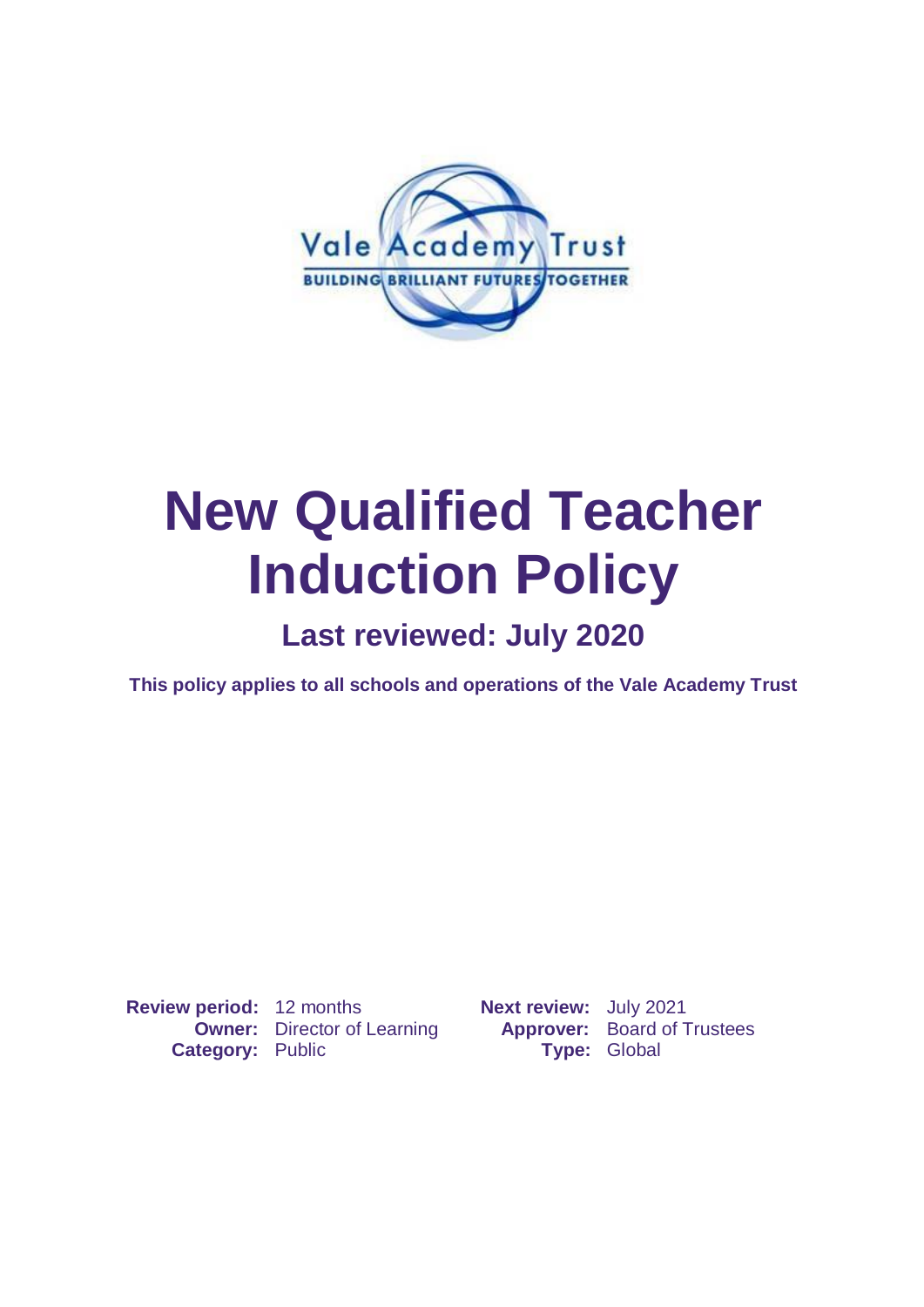# New Qualified Teacher Induction Policy

## Last reviewed: July 2020

**This policy applies to all schools and operations of the Vale Academy Trust**

| | | | |
|---|---|---|---|
| **Review period:** | 12 months | **Next review:** | July 2021 |
| **Owner:** | Director of Learning | **Approver:** | Board of Trustees |
| **Category:** | Public | **Type:** | Global |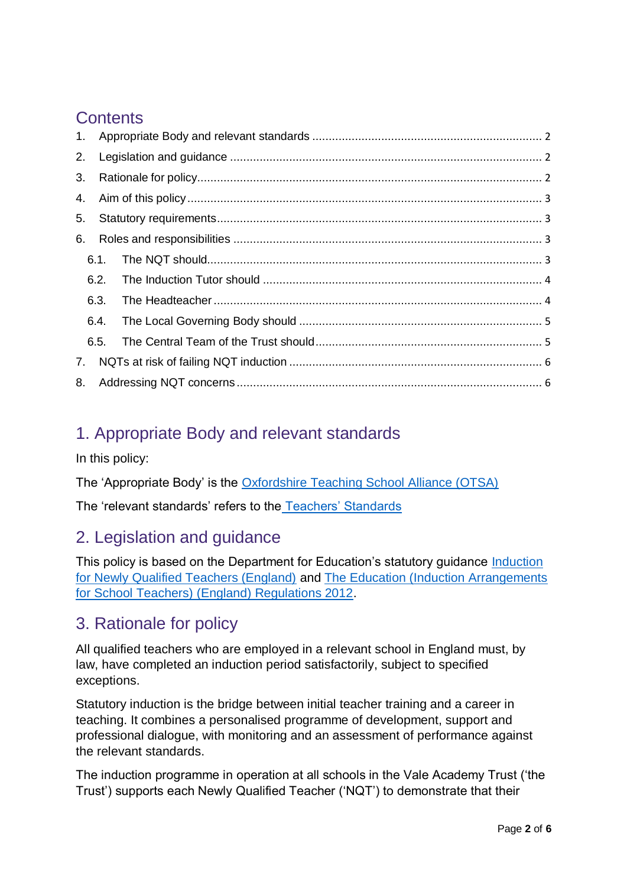# Contents

1. Appropriate Body and relevant standards ..................................................................... 2
2. Legislation and guidance .............................................................................................. 2
3. Rationale for policy......................................................................................................... 2
4. Aim of this policy ........................................................................................................... 3
5. Statutory requirements.................................................................................................. 3
6. Roles and responsibilities ............................................................................................. 3
   - 6.1. The NQT should..................................................................................................... 3
   - 6.2. The Induction Tutor should .................................................................................... 4
   - 6.3. The Headteacher ................................................................................................... 4
   - 6.4. The Local Governing Body should ......................................................................... 5
   - 6.5. The Central Team of the Trust should.................................................................... 5
7. NQTs at risk of failing NQT induction ............................................................................ 6
8. Addressing NQT concerns ............................................................................................. 6

## 1. Appropriate Body and relevant standards

In this policy:

The 'Appropriate Body' is the Oxfordshire Teaching School Alliance (OTSA)

The 'relevant standards' refers to the Teachers' Standards

## 2. Legislation and guidance

This policy is based on the Department for Education's statutory guidance Induction for Newly Qualified Teachers (England) and The Education (Induction Arrangements for School Teachers) (England) Regulations 2012.

## 3. Rationale for policy

All qualified teachers who are employed in a relevant school in England must, by law, have completed an induction period satisfactorily, subject to specified exceptions.

Statutory induction is the bridge between initial teacher training and a career in teaching. It combines a personalised programme of development, support and professional dialogue, with monitoring and an assessment of performance against the relevant standards.

The induction programme in operation at all schools in the Vale Academy Trust ('the Trust') supports each Newly Qualified Teacher ('NQT') to demonstrate that their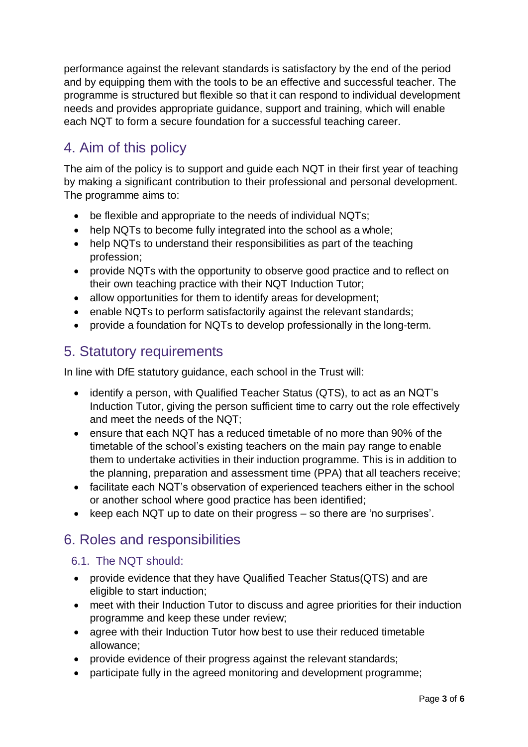performance against the relevant standards is satisfactory by the end of the period and by equipping them with the tools to be an effective and successful teacher. The programme is structured but flexible so that it can respond to individual development needs and provides appropriate guidance, support and training, which will enable each NQT to form a secure foundation for a successful teaching career.

## 4. Aim of this policy

The aim of the policy is to support and guide each NQT in their first year of teaching by making a significant contribution to their professional and personal development. The programme aims to:

- be flexible and appropriate to the needs of individual NQTs;
- help NQTs to become fully integrated into the school as a whole;
- help NQTs to understand their responsibilities as part of the teaching profession;
- provide NQTs with the opportunity to observe good practice and to reflect on their own teaching practice with their NQT Induction Tutor;
- allow opportunities for them to identify areas for development;
- enable NQTs to perform satisfactorily against the relevant standards;
- provide a foundation for NQTs to develop professionally in the long-term.

## 5. Statutory requirements

In line with DfE statutory guidance, each school in the Trust will:

- identify a person, with Qualified Teacher Status (QTS), to act as an NQT's Induction Tutor, giving the person sufficient time to carry out the role effectively and meet the needs of the NQT;
- ensure that each NQT has a reduced timetable of no more than 90% of the timetable of the school's existing teachers on the main pay range to enable them to undertake activities in their induction programme. This is in addition to the planning, preparation and assessment time (PPA) that all teachers receive;
- facilitate each NQT's observation of experienced teachers either in the school or another school where good practice has been identified;
- keep each NQT up to date on their progress – so there are 'no surprises'.

## 6. Roles and responsibilities

### 6.1. The NQT should:

- provide evidence that they have Qualified Teacher Status(QTS) and are eligible to start induction;
- meet with their Induction Tutor to discuss and agree priorities for their induction programme and keep these under review;
- agree with their Induction Tutor how best to use their reduced timetable allowance;
- provide evidence of their progress against the relevant standards;
- participate fully in the agreed monitoring and development programme;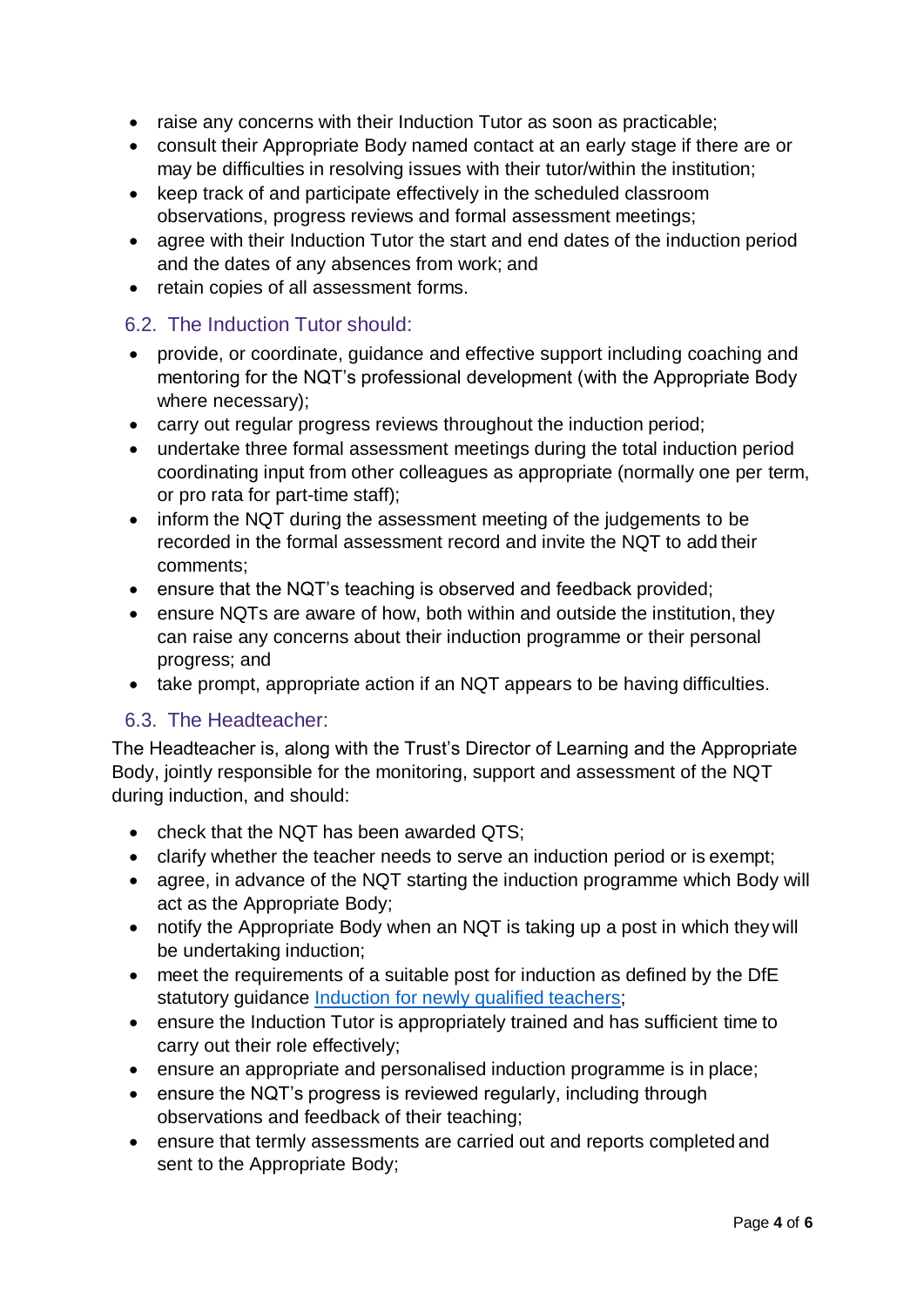- raise any concerns with their Induction Tutor as soon as practicable;
- consult their Appropriate Body named contact at an early stage if there are or may be difficulties in resolving issues with their tutor/within the institution;
- keep track of and participate effectively in the scheduled classroom observations, progress reviews and formal assessment meetings;
- agree with their Induction Tutor the start and end dates of the induction period and the dates of any absences from work; and
- retain copies of all assessment forms.

### 6.2. The Induction Tutor should:

- provide, or coordinate, guidance and effective support including coaching and mentoring for the NQT's professional development (with the Appropriate Body where necessary);
- carry out regular progress reviews throughout the induction period;
- undertake three formal assessment meetings during the total induction period coordinating input from other colleagues as appropriate (normally one per term, or pro rata for part-time staff);
- inform the NQT during the assessment meeting of the judgements to be recorded in the formal assessment record and invite the NQT to add their comments;
- ensure that the NQT's teaching is observed and feedback provided;
- ensure NQTs are aware of how, both within and outside the institution, they can raise any concerns about their induction programme or their personal progress; and
- take prompt, appropriate action if an NQT appears to be having difficulties.

### 6.3. The Headteacher:

The Headteacher is, along with the Trust's Director of Learning and the Appropriate Body, jointly responsible for the monitoring, support and assessment of the NQT during induction, and should:

- check that the NQT has been awarded QTS;
- clarify whether the teacher needs to serve an induction period or is exempt;
- agree, in advance of the NQT starting the induction programme which Body will act as the Appropriate Body;
- notify the Appropriate Body when an NQT is taking up a post in which they will be undertaking induction;
- meet the requirements of a suitable post for induction as defined by the DfE statutory guidance [Induction for newly qualified teachers];
- ensure the Induction Tutor is appropriately trained and has sufficient time to carry out their role effectively;
- ensure an appropriate and personalised induction programme is in place;
- ensure the NQT's progress is reviewed regularly, including through observations and feedback of their teaching;
- ensure that termly assessments are carried out and reports completed and sent to the Appropriate Body;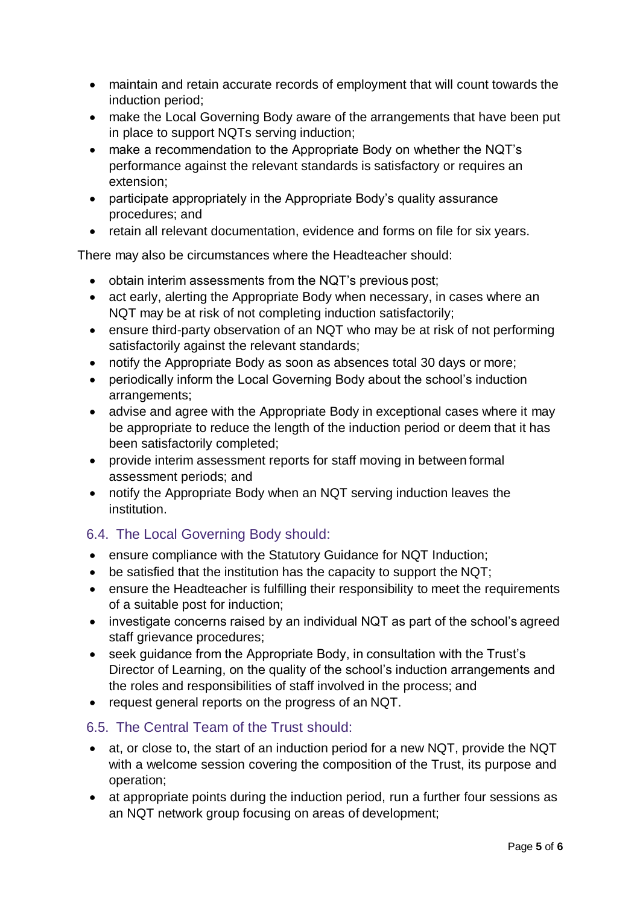- maintain and retain accurate records of employment that will count towards the induction period;
- make the Local Governing Body aware of the arrangements that have been put in place to support NQTs serving induction;
- make a recommendation to the Appropriate Body on whether the NQT's performance against the relevant standards is satisfactory or requires an extension;
- participate appropriately in the Appropriate Body's quality assurance procedures; and
- retain all relevant documentation, evidence and forms on file for six years.

There may also be circumstances where the Headteacher should:

- obtain interim assessments from the NQT's previous post;
- act early, alerting the Appropriate Body when necessary, in cases where an NQT may be at risk of not completing induction satisfactorily;
- ensure third-party observation of an NQT who may be at risk of not performing satisfactorily against the relevant standards;
- notify the Appropriate Body as soon as absences total 30 days or more;
- periodically inform the Local Governing Body about the school's induction arrangements;
- advise and agree with the Appropriate Body in exceptional cases where it may be appropriate to reduce the length of the induction period or deem that it has been satisfactorily completed;
- provide interim assessment reports for staff moving in between formal assessment periods; and
- notify the Appropriate Body when an NQT serving induction leaves the institution.

### 6.4. The Local Governing Body should:

- ensure compliance with the Statutory Guidance for NQT Induction;
- be satisfied that the institution has the capacity to support the NQT;
- ensure the Headteacher is fulfilling their responsibility to meet the requirements of a suitable post for induction;
- investigate concerns raised by an individual NQT as part of the school's agreed staff grievance procedures;
- seek guidance from the Appropriate Body, in consultation with the Trust's Director of Learning, on the quality of the school's induction arrangements and the roles and responsibilities of staff involved in the process; and
- request general reports on the progress of an NQT.

### 6.5. The Central Team of the Trust should:

- at, or close to, the start of an induction period for a new NQT, provide the NQT with a welcome session covering the composition of the Trust, its purpose and operation;
- at appropriate points during the induction period, run a further four sessions as an NQT network group focusing on areas of development;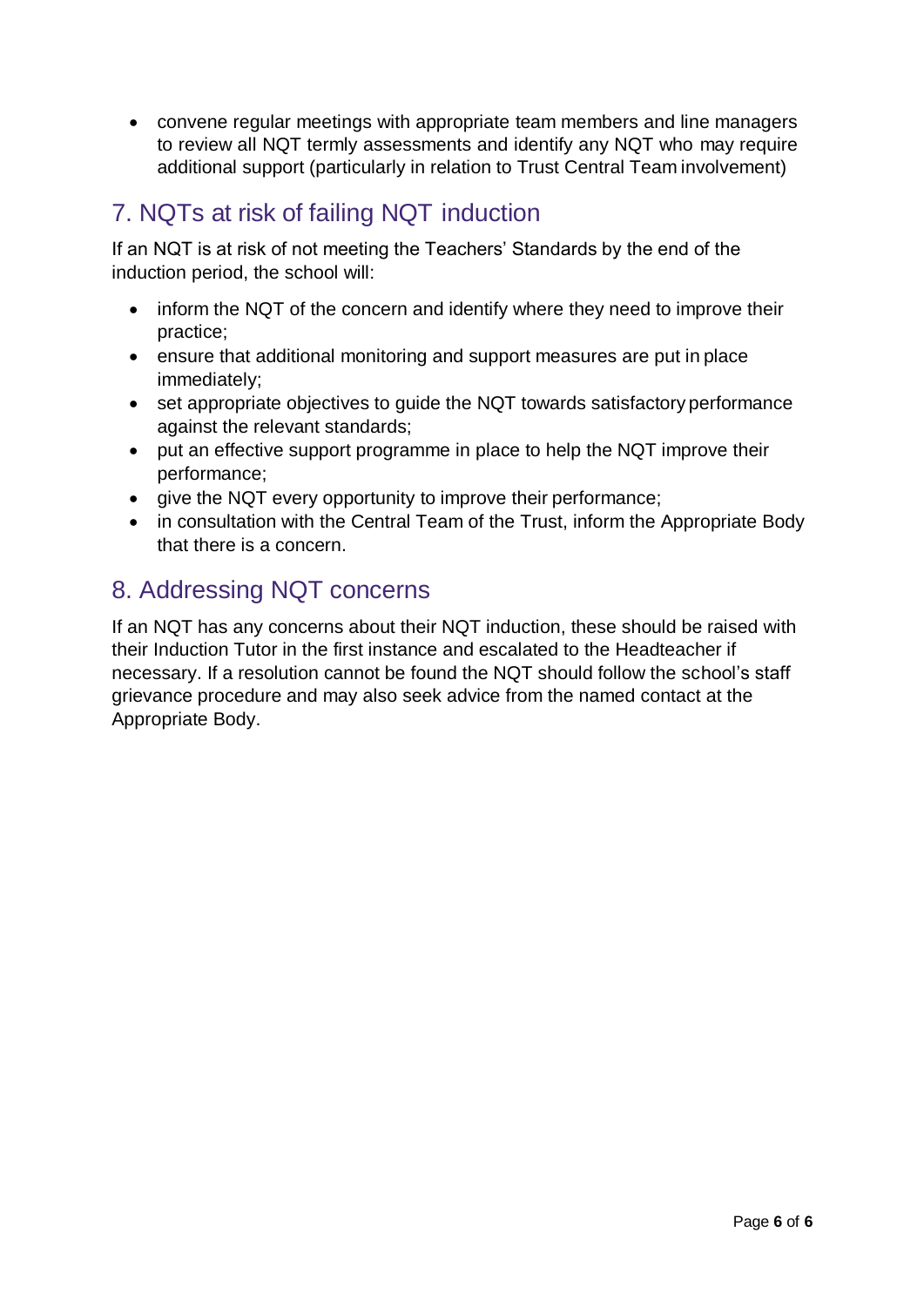- convene regular meetings with appropriate team members and line managers to review all NQT termly assessments and identify any NQT who may require additional support (particularly in relation to Trust Central Team involvement)

## 7. NQTs at risk of failing NQT induction

If an NQT is at risk of not meeting the Teachers' Standards by the end of the induction period, the school will:

- inform the NQT of the concern and identify where they need to improve their practice;
- ensure that additional monitoring and support measures are put in place immediately;
- set appropriate objectives to guide the NQT towards satisfactory performance against the relevant standards;
- put an effective support programme in place to help the NQT improve their performance;
- give the NQT every opportunity to improve their performance;
- in consultation with the Central Team of the Trust, inform the Appropriate Body that there is a concern.

## 8. Addressing NQT concerns

If an NQT has any concerns about their NQT induction, these should be raised with their Induction Tutor in the first instance and escalated to the Headteacher if necessary. If a resolution cannot be found the NQT should follow the school's staff grievance procedure and may also seek advice from the named contact at the Appropriate Body.